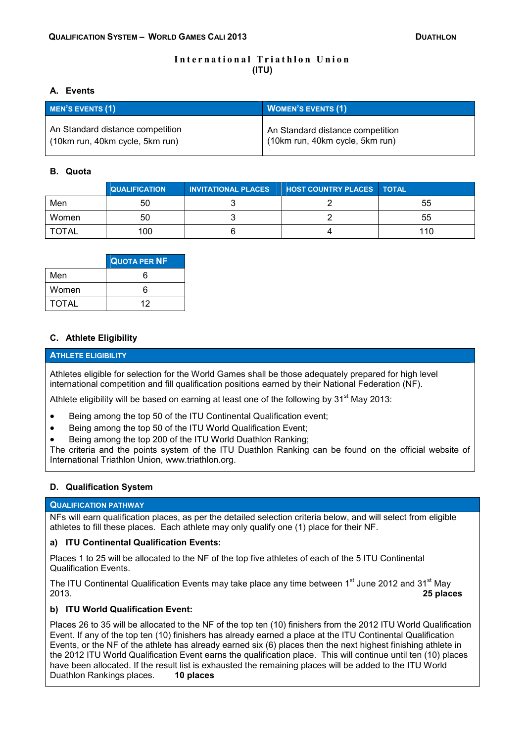# International Triathlon Union
**(ITU)**

## A. Events

| MEN'S EVENTS (1) | WOMEN'S EVENTS (1) |
|---|---|
| An Standard distance competition (10km run, 40km cycle, 5km run) | An Standard distance competition (10km run, 40km cycle, 5km run) |

## B. Quota

| | QUALIFICATION | INVITATIONAL PLACES | HOST COUNTRY PLACES | TOTAL |
|---|---|---|---|---|
| Men | 50 | 3 | 2 | 55 |
| Women | 50 | 3 | 2 | 55 |
| TOTAL | 100 | 6 | 4 | 110 |

| | QUOTA PER NF |
|---|---|
| Men | 6 |
| Women | 6 |
| TOTAL | 12 |

## C. Athlete Eligibility

**ATHLETE ELIGIBILITY**

Athletes eligible for selection for the World Games shall be those adequately prepared for high level international competition and fill qualification positions earned by their National Federation (NF).

Athlete eligibility will be based on earning at least one of the following by 31st May 2013:

- Being among the top 50 of the ITU Continental Qualification event;
- Being among the top 50 of the ITU World Qualification Event;
- Being among the top 200 of the ITU World Duathlon Ranking;

The criteria and the points system of the ITU Duathlon Ranking can be found on the official website of International Triathlon Union, www.triathlon.org.

## D. Qualification System

**QUALIFICATION PATHWAY**

NFs will earn qualification places, as per the detailed selection criteria below, and will select from eligible athletes to fill these places. Each athlete may only qualify one (1) place for their NF.

### a) ITU Continental Qualification Events:

Places 1 to 25 will be allocated to the NF of the top five athletes of each of the 5 ITU Continental Qualification Events.

The ITU Continental Qualification Events may take place any time between 1st June 2012 and 31st May 2013.
**25 places**

### b) ITU World Qualification Event:

Places 26 to 35 will be allocated to the NF of the top ten (10) finishers from the 2012 ITU World Qualification Event. If any of the top ten (10) finishers has already earned a place at the ITU Continental Qualification Events, or the NF of the athlete has already earned six (6) places then the next highest finishing athlete in the 2012 ITU World Qualification Event earns the qualification place. This will continue until ten (10) places have been allocated. If the result list is exhausted the remaining places will be added to the ITU World Duathlon Rankings places. **10 places**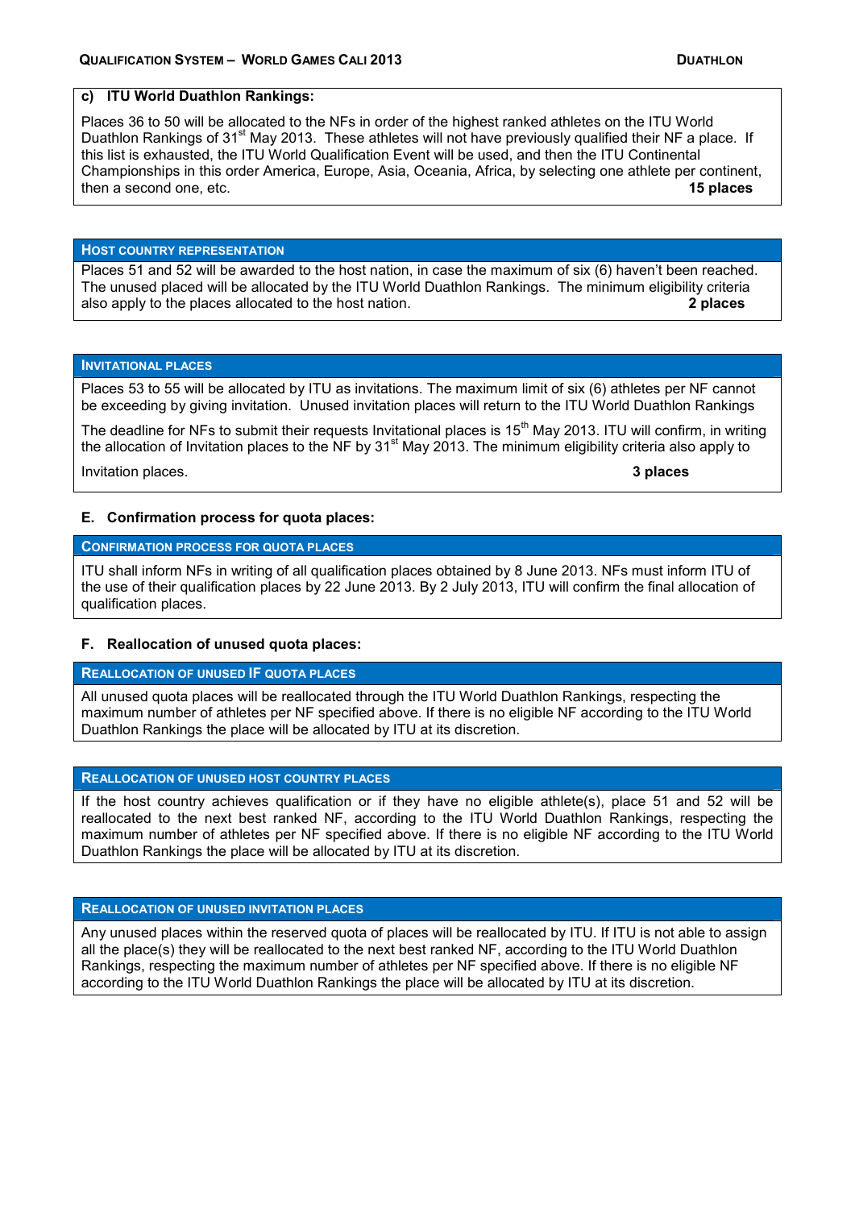**c) ITU World Duathlon Rankings:**

Places 36 to 50 will be allocated to the NFs in order of the highest ranked athletes on the ITU World Duathlon Rankings of 31st May 2013. These athletes will not have previously qualified their NF a place. If this list is exhausted, the ITU World Qualification Event will be used, and then the ITU Continental Championships in this order America, Europe, Asia, Oceania, Africa, by selecting one athlete per continent, then a second one, etc. **15 places**

### HOST COUNTRY REPRESENTATION

Places 51 and 52 will be awarded to the host nation, in case the maximum of six (6) haven't been reached. The unused placed will be allocated by the ITU World Duathlon Rankings. The minimum eligibility criteria also apply to the places allocated to the host nation. **2 places**

### INVITATIONAL PLACES

Places 53 to 55 will be allocated by ITU as invitations. The maximum limit of six (6) athletes per NF cannot be exceeding by giving invitation. Unused invitation places will return to the ITU World Duathlon Rankings

The deadline for NFs to submit their requests Invitational places is 15th May 2013. ITU will confirm, in writing the allocation of Invitation places to the NF by 31st May 2013. The minimum eligibility criteria also apply to

Invitation places. **3 places**

## E. Confirmation process for quota places:

### CONFIRMATION PROCESS FOR QUOTA PLACES

ITU shall inform NFs in writing of all qualification places obtained by 8 June 2013. NFs must inform ITU of the use of their qualification places by 22 June 2013. By 2 July 2013, ITU will confirm the final allocation of qualification places.

## F. Reallocation of unused quota places:

### REALLOCATION OF UNUSED IF QUOTA PLACES

All unused quota places will be reallocated through the ITU World Duathlon Rankings, respecting the maximum number of athletes per NF specified above. If there is no eligible NF according to the ITU World Duathlon Rankings the place will be allocated by ITU at its discretion.

### REALLOCATION OF UNUSED HOST COUNTRY PLACES

If the host country achieves qualification or if they have no eligible athlete(s), place 51 and 52 will be reallocated to the next best ranked NF, according to the ITU World Duathlon Rankings, respecting the maximum number of athletes per NF specified above. If there is no eligible NF according to the ITU World Duathlon Rankings the place will be allocated by ITU at its discretion.

### REALLOCATION OF UNUSED INVITATION PLACES

Any unused places within the reserved quota of places will be reallocated by ITU. If ITU is not able to assign all the place(s) they will be reallocated to the next best ranked NF, according to the ITU World Duathlon Rankings, respecting the maximum number of athletes per NF specified above. If there is no eligible NF according to the ITU World Duathlon Rankings the place will be allocated by ITU at its discretion.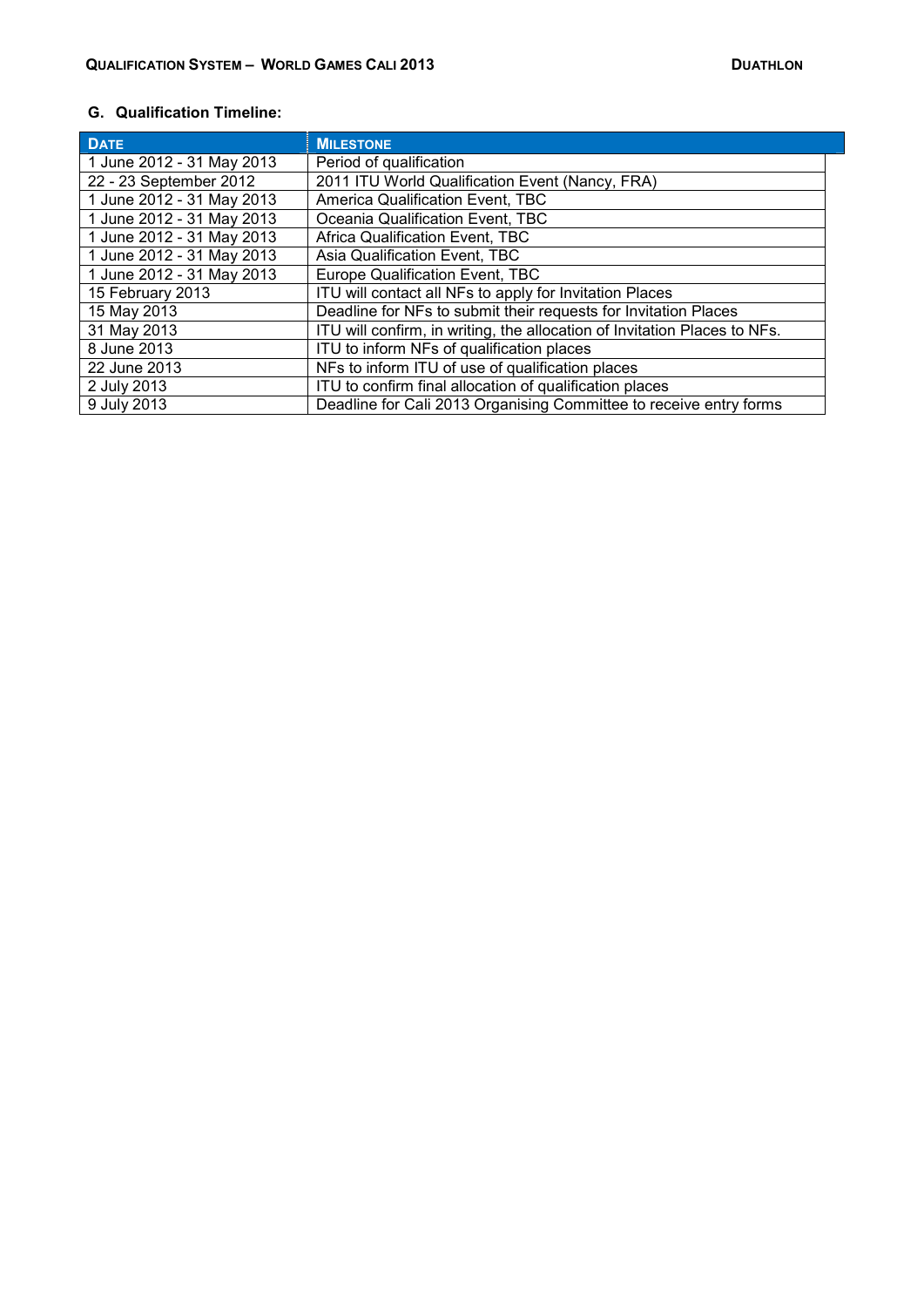### G. Qualification Timeline:

| Date | Milestone |
|---|---|
| 1 June 2012 - 31 May 2013 | Period of qualification |
| 22 - 23 September 2012 | 2011 ITU World Qualification Event (Nancy, FRA) |
| 1 June 2012 - 31 May 2013 | America Qualification Event, TBC |
| 1 June 2012 - 31 May 2013 | Oceania Qualification Event, TBC |
| 1 June 2012 - 31 May 2013 | Africa Qualification Event, TBC |
| 1 June 2012 - 31 May 2013 | Asia Qualification Event, TBC |
| 1 June 2012 - 31 May 2013 | Europe Qualification Event, TBC |
| 15 February 2013 | ITU will contact all NFs to apply for Invitation Places |
| 15 May 2013 | Deadline for NFs to submit their requests for Invitation Places |
| 31 May 2013 | ITU will confirm, in writing, the allocation of Invitation Places to NFs. |
| 8 June 2013 | ITU to inform NFs of qualification places |
| 22 June 2013 | NFs to inform ITU of use of qualification places |
| 2 July 2013 | ITU to confirm final allocation of qualification places |
| 9 July 2013 | Deadline for Cali 2013 Organising Committee to receive entry forms |